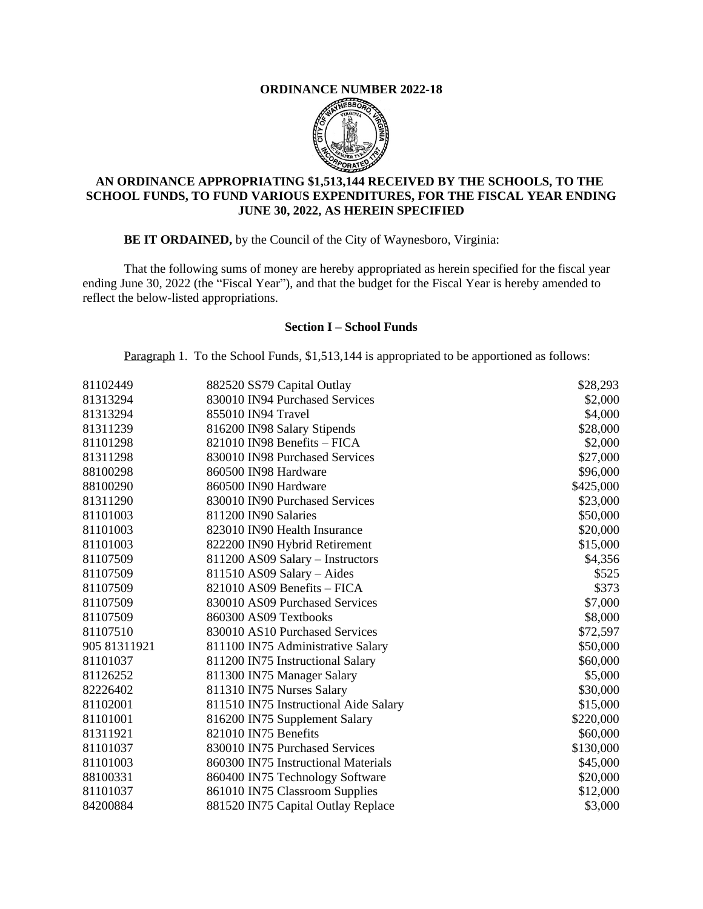**ORDINANCE NUMBER 2022-18**

# AN ORDINANCE APPROPRIATING $1,513,144 RECEIVED BY THE SCHOOLS, TO THE SCHOOL FUNDS, TO FUND VARIOUS EXPENDITURES, FOR THE FISCAL YEAR ENDING JUNE 30, 2022, AS HEREIN SPECIFIED

**BE IT ORDAINED,** by the Council of the City of Waynesboro, Virginia:

That the following sums of money are hereby appropriated as herein specified for the fiscal year ending June 30, 2022 (the "Fiscal Year"), and that the budget for the Fiscal Year is hereby amended to reflect the below-listed appropriations.

## Section I – School Funds

Paragraph 1. To the School Funds, $1,513,144 is appropriated to be apportioned as follows:

| | | |
|---|---|---:|
| 81102449 | 882520 SS79 Capital Outlay | $28,293 |
| 81313294 | 830010 IN94 Purchased Services | $2,000 |
| 81313294 | 855010 IN94 Travel | $4,000 |
| 81311239 | 816200 IN98 Salary Stipends | $28,000 |
| 81101298 | 821010 IN98 Benefits – FICA | $2,000 |
| 81311298 | 830010 IN98 Purchased Services | $27,000 |
| 88100298 | 860500 IN98 Hardware | $96,000 |
| 88100290 | 860500 IN90 Hardware | $425,000 |
| 81311290 | 830010 IN90 Purchased Services | $23,000 |
| 81101003 | 811200 IN90 Salaries | $50,000 |
| 81101003 | 823010 IN90 Health Insurance | $20,000 |
| 81101003 | 822200 IN90 Hybrid Retirement | $15,000 |
| 81107509 | 811200 AS09 Salary – Instructors | $4,356 |
| 81107509 | 811510 AS09 Salary – Aides | $525 |
| 81107509 | 821010 AS09 Benefits – FICA | $373 |
| 81107509 | 830010 AS09 Purchased Services | $7,000 |
| 81107509 | 860300 AS09 Textbooks | $8,000 |
| 81107510 | 830010 AS10 Purchased Services | $72,597 |
| 905 81311921 | 811100 IN75 Administrative Salary | $50,000 |
| 81101037 | 811200 IN75 Instructional Salary | $60,000 |
| 81126252 | 811300 IN75 Manager Salary | $5,000 |
| 82226402 | 811310 IN75 Nurses Salary | $30,000 |
| 81102001 | 811510 IN75 Instructional Aide Salary | $15,000 |
| 81101001 | 816200 IN75 Supplement Salary | $220,000 |
| 81311921 | 821010 IN75 Benefits | $60,000 |
| 81101037 | 830010 IN75 Purchased Services | $130,000 |
| 81101003 | 860300 IN75 Instructional Materials | $45,000 |
| 88100331 | 860400 IN75 Technology Software | $20,000 |
| 81101037 | 861010 IN75 Classroom Supplies | $12,000 |
| 84200884 | 881520 IN75 Capital Outlay Replace | $3,000 |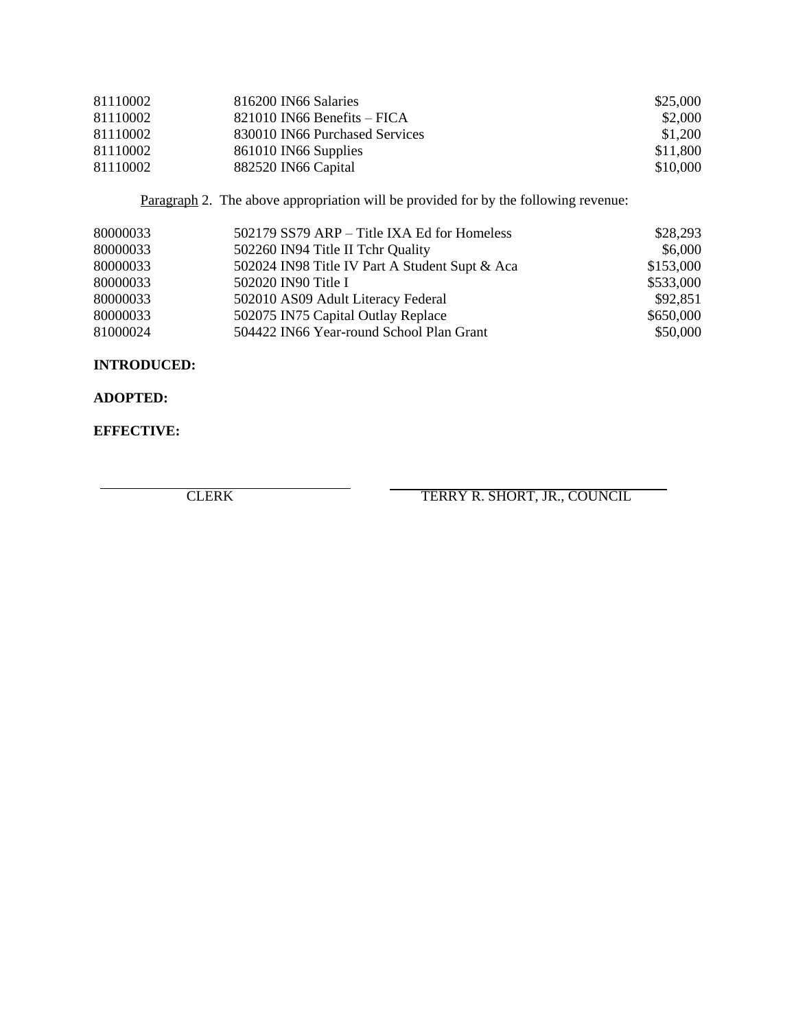| | | |
|---|---|---|
| 81110002 | 816200 IN66 Salaries | $25,000 |
| 81110002 | 821010 IN66 Benefits – FICA | $2,000 |
| 81110002 | 830010 IN66 Purchased Services | $1,200 |
| 81110002 | 861010 IN66 Supplies | $11,800 |
| 81110002 | 882520 IN66 Capital | $10,000 |

Paragraph 2. The above appropriation will be provided for by the following revenue:

| | | |
|---|---|---|
| 80000033 | 502179 SS79 ARP – Title IXA Ed for Homeless | $28,293 |
| 80000033 | 502260 IN94 Title II Tchr Quality | $6,000 |
| 80000033 | 502024 IN98 Title IV Part A Student Supt & Aca | $153,000 |
| 80000033 | 502020 IN90 Title I | $533,000 |
| 80000033 | 502010 AS09 Adult Literacy Federal | $92,851 |
| 80000033 | 502075 IN75 Capital Outlay Replace | $650,000 |
| 81000024 | 504422 IN66 Year-round School Plan Grant | $50,000 |

**INTRODUCED:**

**ADOPTED:**

**EFFECTIVE:**

CLERK

TERRY R. SHORT, JR., COUNCIL